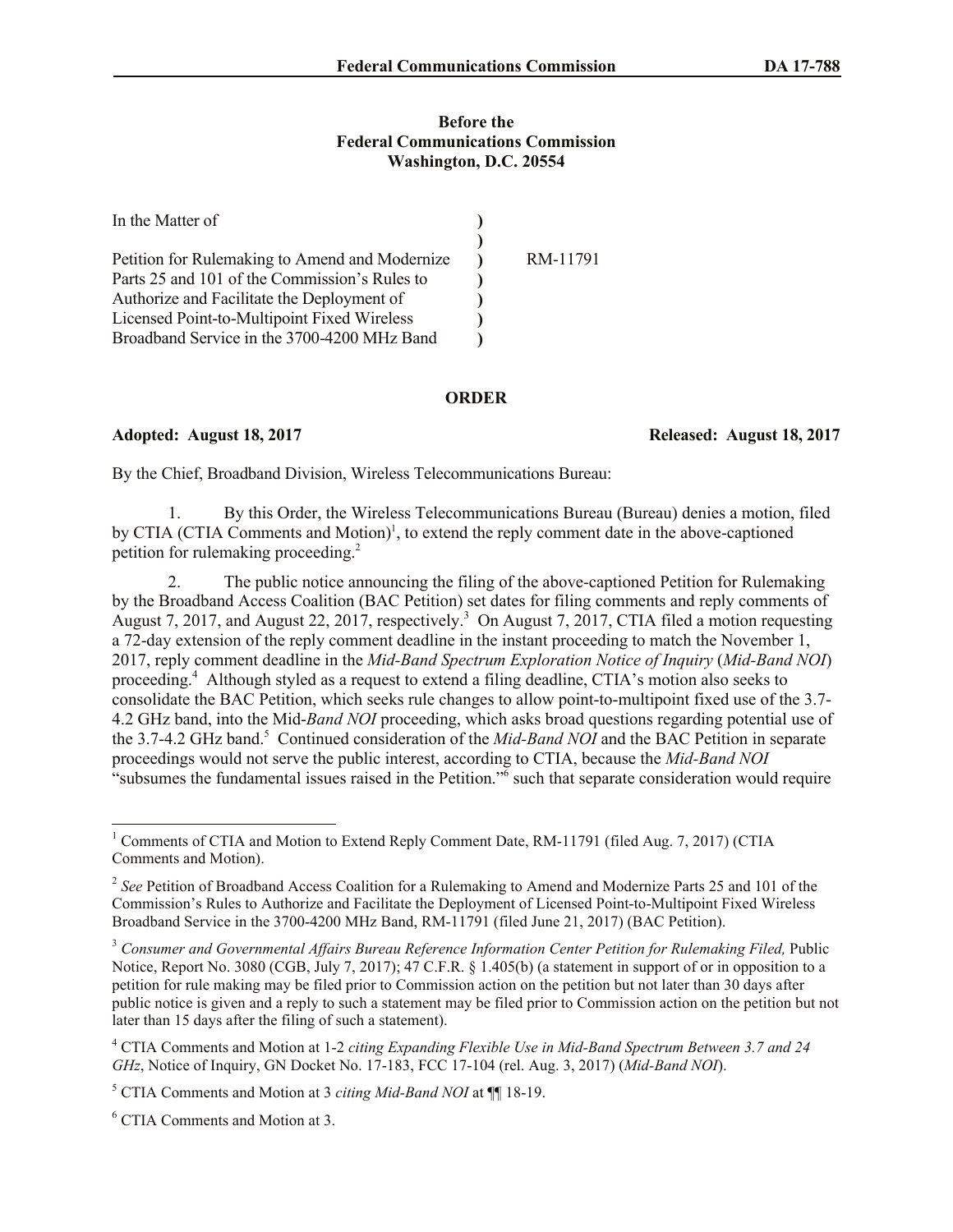**Before the**
**Federal Communications Commission**
**Washington, D.C. 20554**

| | | |
|---|---|---|
| In the Matter of | ) | |
| | ) | |
| Petition for Rulemaking to Amend and Modernize Parts 25 and 101 of the Commission's Rules to Authorize and Facilitate the Deployment of Licensed Point-to-Multipoint Fixed Wireless Broadband Service in the 3700-4200 MHz Band | ) | RM-11791 |

**ORDER**

**Adopted: August 18, 2017** **Released: August 18, 2017**

By the Chief, Broadband Division, Wireless Telecommunications Bureau:

1. By this Order, the Wireless Telecommunications Bureau (Bureau) denies a motion, filed by CTIA (CTIA Comments and Motion)[1], to extend the reply comment date in the above-captioned petition for rulemaking proceeding.[2]

2. The public notice announcing the filing of the above-captioned Petition for Rulemaking by the Broadband Access Coalition (BAC Petition) set dates for filing comments and reply comments of August 7, 2017, and August 22, 2017, respectively.[3] On August 7, 2017, CTIA filed a motion requesting a 72-day extension of the reply comment deadline in the instant proceeding to match the November 1, 2017, reply comment deadline in the *Mid-Band Spectrum Exploration Notice of Inquiry* (*Mid-Band NOI*) proceeding.[4] Although styled as a request to extend a filing deadline, CTIA's motion also seeks to consolidate the BAC Petition, which seeks rule changes to allow point-to-multipoint fixed use of the 3.7-4.2 GHz band, into the Mid-*Band NOI* proceeding, which asks broad questions regarding potential use of the 3.7-4.2 GHz band.[5] Continued consideration of the *Mid-Band NOI* and the BAC Petition in separate proceedings would not serve the public interest, according to CTIA, because the *Mid-Band NOI* "subsumes the fundamental issues raised in the Petition."[6] such that separate consideration would require

---

[1] Comments of CTIA and Motion to Extend Reply Comment Date, RM-11791 (filed Aug. 7, 2017) (CTIA Comments and Motion).

[2] *See* Petition of Broadband Access Coalition for a Rulemaking to Amend and Modernize Parts 25 and 101 of the Commission's Rules to Authorize and Facilitate the Deployment of Licensed Point-to-Multipoint Fixed Wireless Broadband Service in the 3700-4200 MHz Band, RM-11791 (filed June 21, 2017) (BAC Petition).

[3] *Consumer and Governmental Affairs Bureau Reference Information Center Petition for Rulemaking Filed,* Public Notice, Report No. 3080 (CGB, July 7, 2017); 47 C.F.R. § 1.405(b) (a statement in support of or in opposition to a petition for rule making may be filed prior to Commission action on the petition but not later than 30 days after public notice is given and a reply to such a statement may be filed prior to Commission action on the petition but not later than 15 days after the filing of such a statement).

[4] CTIA Comments and Motion at 1-2 *citing Expanding Flexible Use in Mid-Band Spectrum Between 3.7 and 24 GHz*, Notice of Inquiry, GN Docket No. 17-183, FCC 17-104 (rel. Aug. 3, 2017) (*Mid-Band NOI*).

[5] CTIA Comments and Motion at 3 *citing Mid-Band NOI* at ¶¶ 18-19.

[6] CTIA Comments and Motion at 3.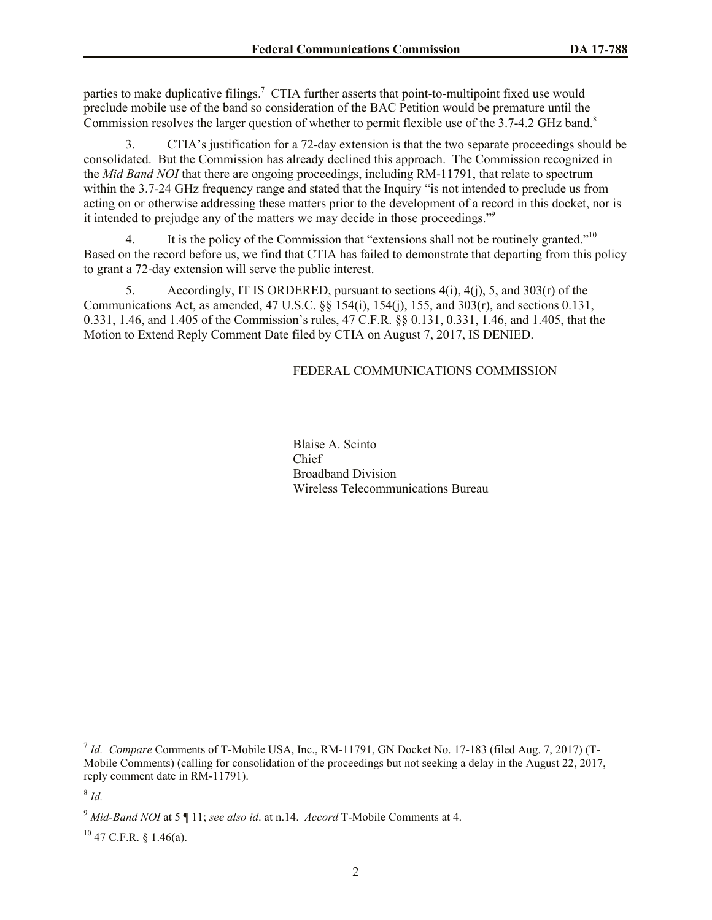parties to make duplicative filings.[7] CTIA further asserts that point-to-multipoint fixed use would preclude mobile use of the band so consideration of the BAC Petition would be premature until the Commission resolves the larger question of whether to permit flexible use of the 3.7-4.2 GHz band.[8]

3. CTIA's justification for a 72-day extension is that the two separate proceedings should be consolidated. But the Commission has already declined this approach. The Commission recognized in the *Mid Band NOI* that there are ongoing proceedings, including RM-11791, that relate to spectrum within the 3.7-24 GHz frequency range and stated that the Inquiry "is not intended to preclude us from acting on or otherwise addressing these matters prior to the development of a record in this docket, nor is it intended to prejudge any of the matters we may decide in those proceedings."[9]

4. It is the policy of the Commission that "extensions shall not be routinely granted."[10] Based on the record before us, we find that CTIA has failed to demonstrate that departing from this policy to grant a 72-day extension will serve the public interest.

5. Accordingly, IT IS ORDERED, pursuant to sections 4(i), 4(j), 5, and 303(r) of the Communications Act, as amended, 47 U.S.C. §§ 154(i), 154(j), 155, and 303(r), and sections 0.131, 0.331, 1.46, and 1.405 of the Commission's rules, 47 C.F.R. §§ 0.131, 0.331, 1.46, and 1.405, that the Motion to Extend Reply Comment Date filed by CTIA on August 7, 2017, IS DENIED.

FEDERAL COMMUNICATIONS COMMISSION

Blaise A. Scinto
Chief
Broadband Division
Wireless Telecommunications Bureau

---

[7] *Id. Compare* Comments of T-Mobile USA, Inc., RM-11791, GN Docket No. 17-183 (filed Aug. 7, 2017) (T-Mobile Comments) (calling for consolidation of the proceedings but not seeking a delay in the August 22, 2017, reply comment date in RM-11791).

[8] *Id.*

[9] *Mid-Band NOI* at 5 ¶ 11; *see also id*. at n.14. *Accord* T-Mobile Comments at 4.

[10] 47 C.F.R. § 1.46(a).